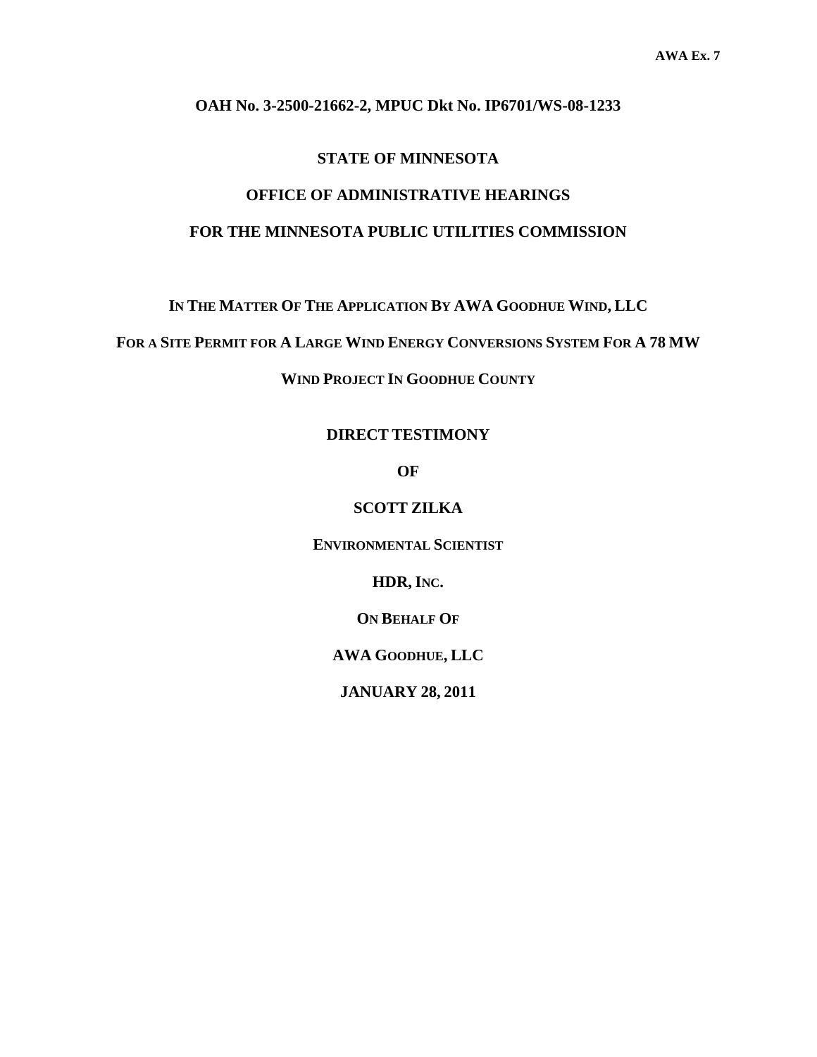AWA Ex. 7

**OAH No. 3-2500-21662-2, MPUC Dkt No. IP6701/WS-08-1233**

**STATE OF MINNESOTA**

**OFFICE OF ADMINISTRATIVE HEARINGS**

**FOR THE MINNESOTA PUBLIC UTILITIES COMMISSION**

**IN THE MATTER OF THE APPLICATION BY AWA GOODHUE WIND, LLC**

**FOR A SITE PERMIT FOR A LARGE WIND ENERGY CONVERSIONS SYSTEM FOR A 78 MW**

**WIND PROJECT IN GOODHUE COUNTY**

**DIRECT TESTIMONY**

**OF**

**SCOTT ZILKA**

**ENVIRONMENTAL SCIENTIST**

**HDR, INC.**

**ON BEHALF OF**

**AWA GOODHUE, LLC**

**JANUARY 28, 2011**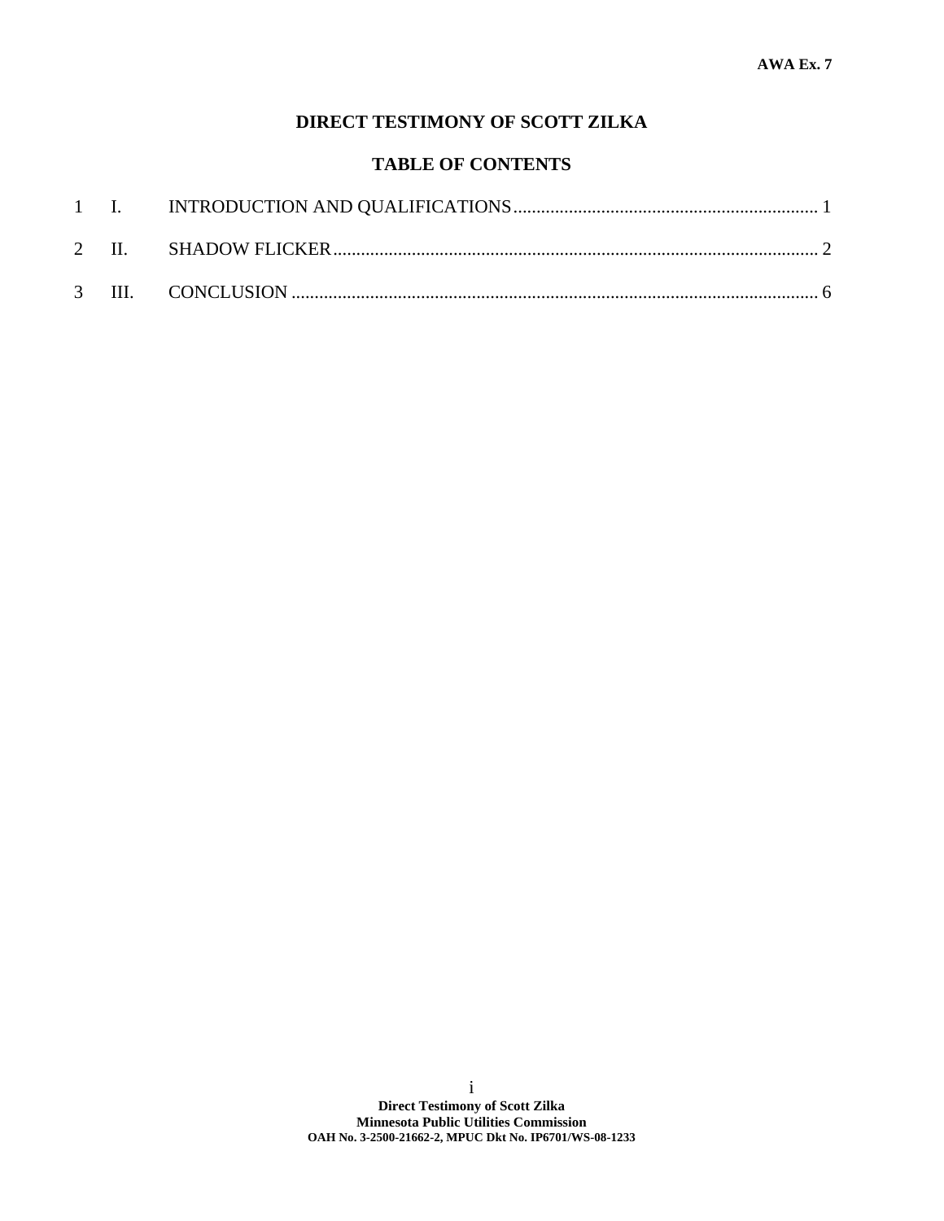AWA Ex. 7

# DIRECT TESTIMONY OF SCOTT ZILKA

## TABLE OF CONTENTS

| | | |
|---|---|---|
| I. | INTRODUCTION AND QUALIFICATIONS | 1 |
| II. | SHADOW FLICKER | 2 |
| III. | CONCLUSION | 6 |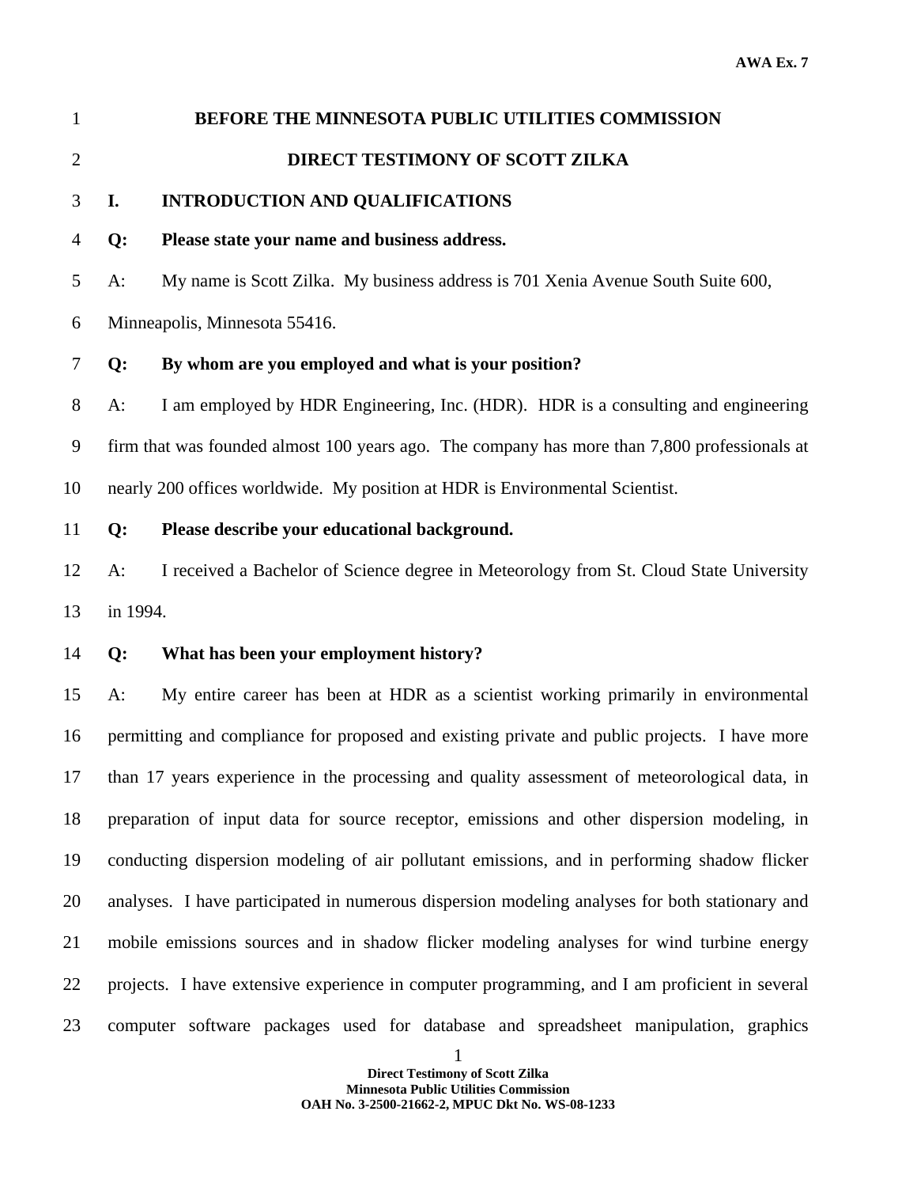**BEFORE THE MINNESOTA PUBLIC UTILITIES COMMISSION**

**DIRECT TESTIMONY OF SCOTT ZILKA**

## I. INTRODUCTION AND QUALIFICATIONS

**Q: Please state your name and business address.**

A: My name is Scott Zilka. My business address is 701 Xenia Avenue South Suite 600, Minneapolis, Minnesota 55416.

**Q: By whom are you employed and what is your position?**

A: I am employed by HDR Engineering, Inc. (HDR). HDR is a consulting and engineering firm that was founded almost 100 years ago. The company has more than 7,800 professionals at nearly 200 offices worldwide. My position at HDR is Environmental Scientist.

**Q: Please describe your educational background.**

A: I received a Bachelor of Science degree in Meteorology from St. Cloud State University in 1994.

**Q: What has been your employment history?**

A: My entire career has been at HDR as a scientist working primarily in environmental permitting and compliance for proposed and existing private and public projects. I have more than 17 years experience in the processing and quality assessment of meteorological data, in preparation of input data for source receptor, emissions and other dispersion modeling, in conducting dispersion modeling of air pollutant emissions, and in performing shadow flicker analyses. I have participated in numerous dispersion modeling analyses for both stationary and mobile emissions sources and in shadow flicker modeling analyses for wind turbine energy projects. I have extensive experience in computer programming, and I am proficient in several computer software packages used for database and spreadsheet manipulation, graphics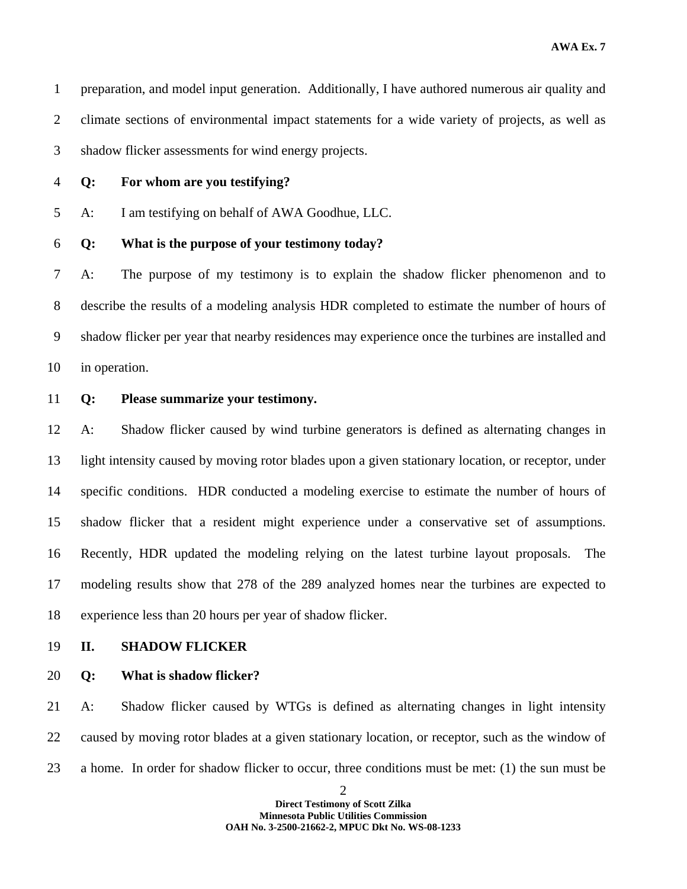preparation, and model input generation. Additionally, I have authored numerous air quality and climate sections of environmental impact statements for a wide variety of projects, as well as shadow flicker assessments for wind energy projects.

**Q: For whom are you testifying?**

A: I am testifying on behalf of AWA Goodhue, LLC.

**Q: What is the purpose of your testimony today?**

A: The purpose of my testimony is to explain the shadow flicker phenomenon and to describe the results of a modeling analysis HDR completed to estimate the number of hours of shadow flicker per year that nearby residences may experience once the turbines are installed and in operation.

**Q: Please summarize your testimony.**

A: Shadow flicker caused by wind turbine generators is defined as alternating changes in light intensity caused by moving rotor blades upon a given stationary location, or receptor, under specific conditions. HDR conducted a modeling exercise to estimate the number of hours of shadow flicker that a resident might experience under a conservative set of assumptions. Recently, HDR updated the modeling relying on the latest turbine layout proposals. The modeling results show that 278 of the 289 analyzed homes near the turbines are expected to experience less than 20 hours per year of shadow flicker.

## II. SHADOW FLICKER

**Q: What is shadow flicker?**

A: Shadow flicker caused by WTGs is defined as alternating changes in light intensity caused by moving rotor blades at a given stationary location, or receptor, such as the window of a home. In order for shadow flicker to occur, three conditions must be met: (1) the sun must be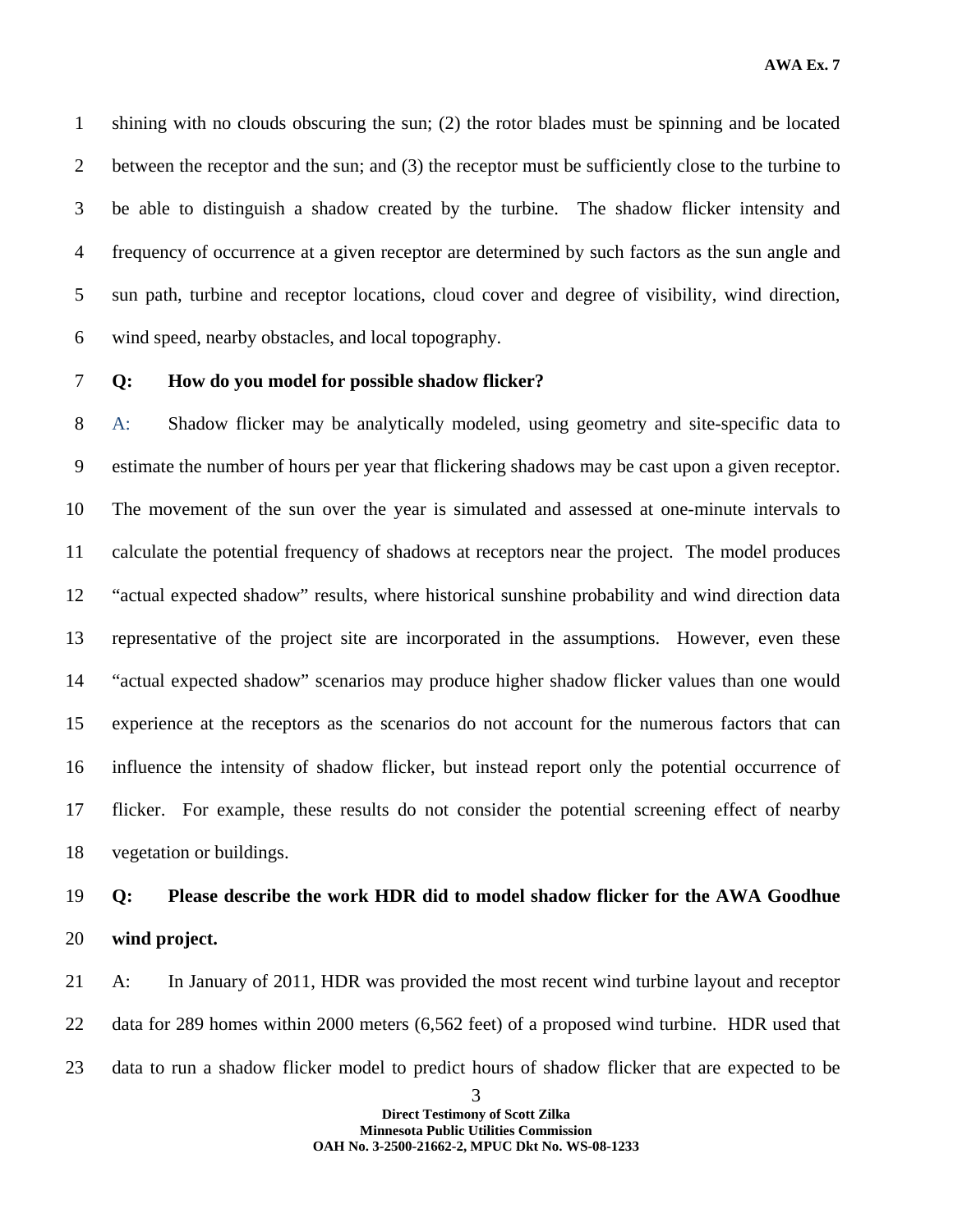shining with no clouds obscuring the sun; (2) the rotor blades must be spinning and be located between the receptor and the sun; and (3) the receptor must be sufficiently close to the turbine to be able to distinguish a shadow created by the turbine. The shadow flicker intensity and frequency of occurrence at a given receptor are determined by such factors as the sun angle and sun path, turbine and receptor locations, cloud cover and degree of visibility, wind direction, wind speed, nearby obstacles, and local topography.

**Q: How do you model for possible shadow flicker?**

A: Shadow flicker may be analytically modeled, using geometry and site-specific data to estimate the number of hours per year that flickering shadows may be cast upon a given receptor. The movement of the sun over the year is simulated and assessed at one-minute intervals to calculate the potential frequency of shadows at receptors near the project. The model produces "actual expected shadow" results, where historical sunshine probability and wind direction data representative of the project site are incorporated in the assumptions. However, even these "actual expected shadow" scenarios may produce higher shadow flicker values than one would experience at the receptors as the scenarios do not account for the numerous factors that can influence the intensity of shadow flicker, but instead report only the potential occurrence of flicker. For example, these results do not consider the potential screening effect of nearby vegetation or buildings.

**Q: Please describe the work HDR did to model shadow flicker for the AWA Goodhue wind project.**

A: In January of 2011, HDR was provided the most recent wind turbine layout and receptor data for 289 homes within 2000 meters (6,562 feet) of a proposed wind turbine. HDR used that data to run a shadow flicker model to predict hours of shadow flicker that are expected to be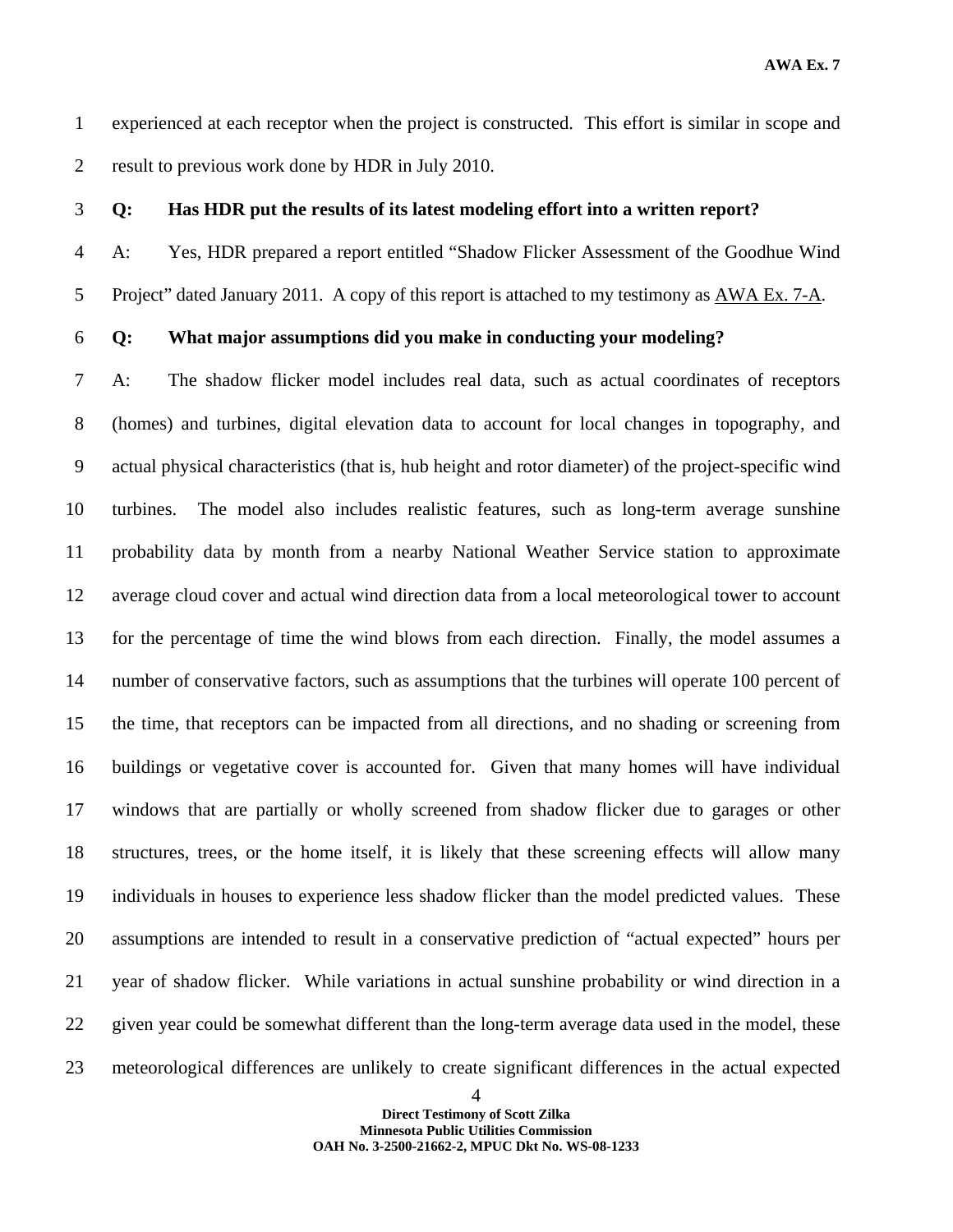experienced at each receptor when the project is constructed. This effort is similar in scope and result to previous work done by HDR in July 2010.

**Q: Has HDR put the results of its latest modeling effort into a written report?**

A: Yes, HDR prepared a report entitled "Shadow Flicker Assessment of the Goodhue Wind Project" dated January 2011. A copy of this report is attached to my testimony as AWA Ex. 7-A.

**Q: What major assumptions did you make in conducting your modeling?**

A: The shadow flicker model includes real data, such as actual coordinates of receptors (homes) and turbines, digital elevation data to account for local changes in topography, and actual physical characteristics (that is, hub height and rotor diameter) of the project-specific wind turbines. The model also includes realistic features, such as long-term average sunshine probability data by month from a nearby National Weather Service station to approximate average cloud cover and actual wind direction data from a local meteorological tower to account for the percentage of time the wind blows from each direction. Finally, the model assumes a number of conservative factors, such as assumptions that the turbines will operate 100 percent of the time, that receptors can be impacted from all directions, and no shading or screening from buildings or vegetative cover is accounted for. Given that many homes will have individual windows that are partially or wholly screened from shadow flicker due to garages or other structures, trees, or the home itself, it is likely that these screening effects will allow many individuals in houses to experience less shadow flicker than the model predicted values. These assumptions are intended to result in a conservative prediction of "actual expected" hours per year of shadow flicker. While variations in actual sunshine probability or wind direction in a given year could be somewhat different than the long-term average data used in the model, these meteorological differences are unlikely to create significant differences in the actual expected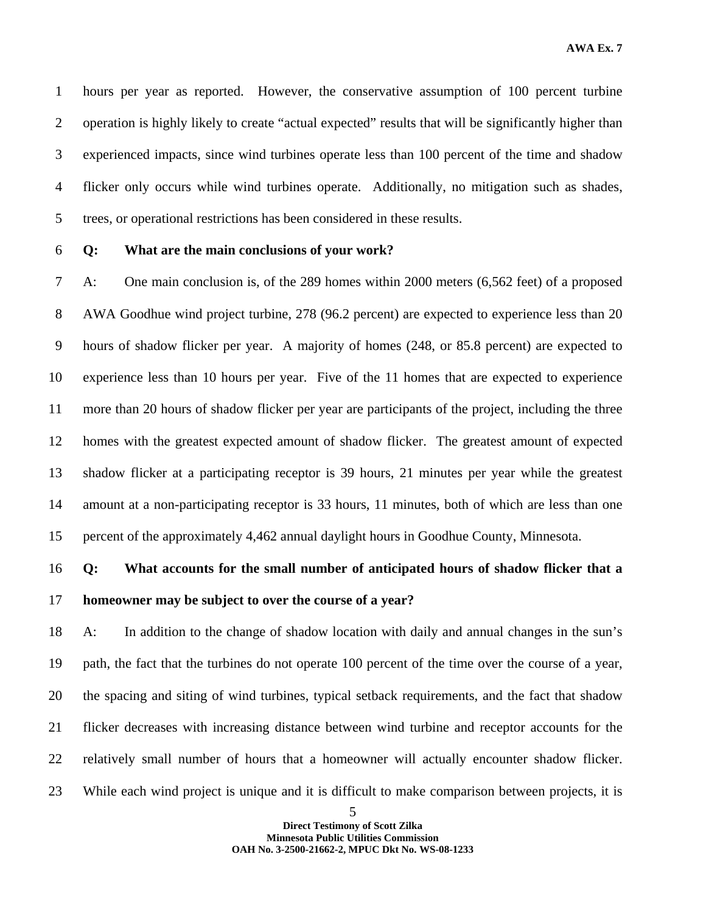hours per year as reported. However, the conservative assumption of 100 percent turbine operation is highly likely to create "actual expected" results that will be significantly higher than experienced impacts, since wind turbines operate less than 100 percent of the time and shadow flicker only occurs while wind turbines operate. Additionally, no mitigation such as shades, trees, or operational restrictions has been considered in these results.

**Q: What are the main conclusions of your work?**

A: One main conclusion is, of the 289 homes within 2000 meters (6,562 feet) of a proposed AWA Goodhue wind project turbine, 278 (96.2 percent) are expected to experience less than 20 hours of shadow flicker per year. A majority of homes (248, or 85.8 percent) are expected to experience less than 10 hours per year. Five of the 11 homes that are expected to experience more than 20 hours of shadow flicker per year are participants of the project, including the three homes with the greatest expected amount of shadow flicker. The greatest amount of expected shadow flicker at a participating receptor is 39 hours, 21 minutes per year while the greatest amount at a non-participating receptor is 33 hours, 11 minutes, both of which are less than one percent of the approximately 4,462 annual daylight hours in Goodhue County, Minnesota.

**Q: What accounts for the small number of anticipated hours of shadow flicker that a homeowner may be subject to over the course of a year?**

A: In addition to the change of shadow location with daily and annual changes in the sun's path, the fact that the turbines do not operate 100 percent of the time over the course of a year, the spacing and siting of wind turbines, typical setback requirements, and the fact that shadow flicker decreases with increasing distance between wind turbine and receptor accounts for the relatively small number of hours that a homeowner will actually encounter shadow flicker. While each wind project is unique and it is difficult to make comparison between projects, it is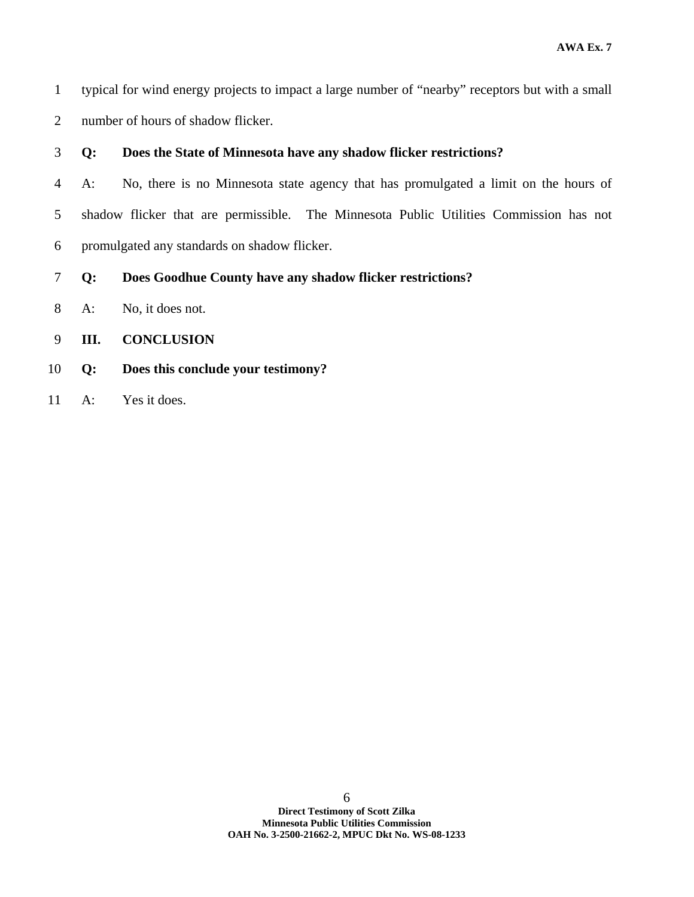typical for wind energy projects to impact a large number of "nearby" receptors but with a small number of hours of shadow flicker.

**Q: Does the State of Minnesota have any shadow flicker restrictions?**

A: No, there is no Minnesota state agency that has promulgated a limit on the hours of shadow flicker that are permissible. The Minnesota Public Utilities Commission has not promulgated any standards on shadow flicker.

**Q: Does Goodhue County have any shadow flicker restrictions?**

A: No, it does not.

## III. CONCLUSION

**Q: Does this conclude your testimony?**

A: Yes it does.